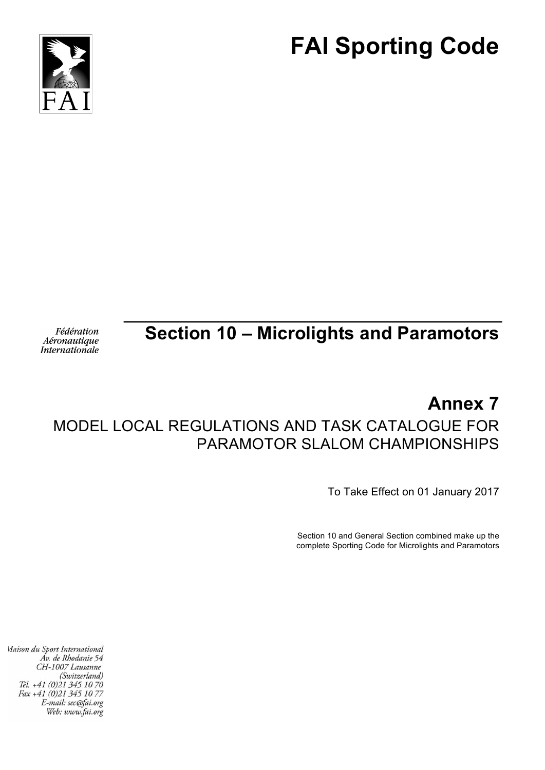# FAI Sporting Code

Fédération Aéronautique Internationale

## Section 10 – Microlights and Paramotors

## Annex 7

MODEL LOCAL REGULATIONS AND TASK CATALOGUE FOR PARAMOTOR SLALOM CHAMPIONSHIPS

To Take Effect on 01 January 2017

Section 10 and General Section combined make up the complete Sporting Code for Microlights and Paramotors

Maison du Sport International
Av. de Rhodanie 54
CH-1007 Lausanne
(Switzerland)
Tél. +41 (0)21 345 10 70
Fax +41 (0)21 345 10 77
E-mail: sec@fai.org
Web: www.fai.org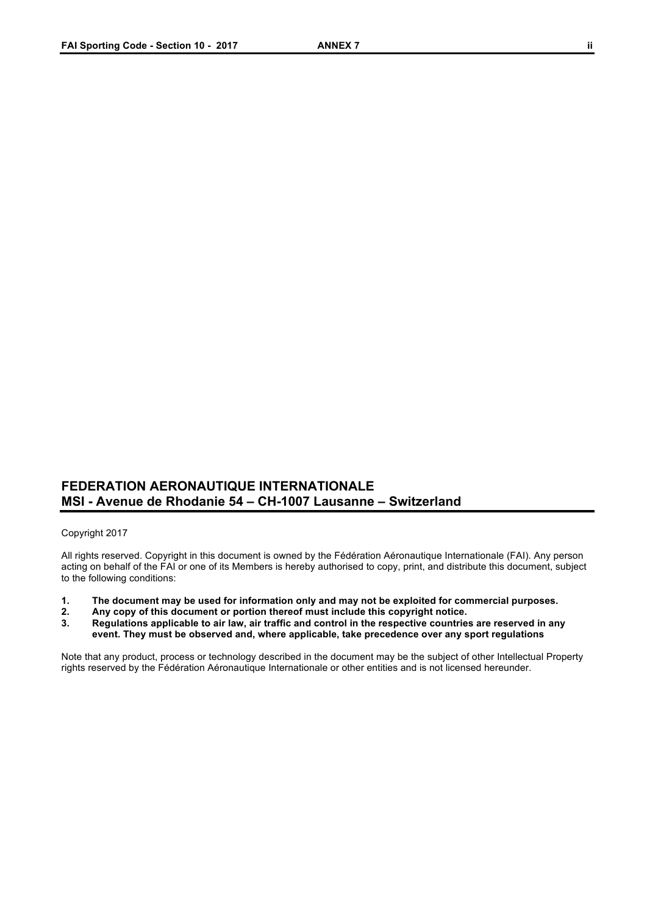## FEDERATION AERONAUTIQUE INTERNATIONALE
## MSI - Avenue de Rhodanie 54 – CH-1007 Lausanne – Switzerland

Copyright 2017

All rights reserved. Copyright in this document is owned by the Fédération Aéronautique Internationale (FAI). Any person acting on behalf of the FAI or one of its Members is hereby authorised to copy, print, and distribute this document, subject to the following conditions:

1. **The document may be used for information only and may not be exploited for commercial purposes.**
2. **Any copy of this document or portion thereof must include this copyright notice.**
3. **Regulations applicable to air law, air traffic and control in the respective countries are reserved in any event. They must be observed and, where applicable, take precedence over any sport regulations**

Note that any product, process or technology described in the document may be the subject of other Intellectual Property rights reserved by the Fédération Aéronautique Internationale or other entities and is not licensed hereunder.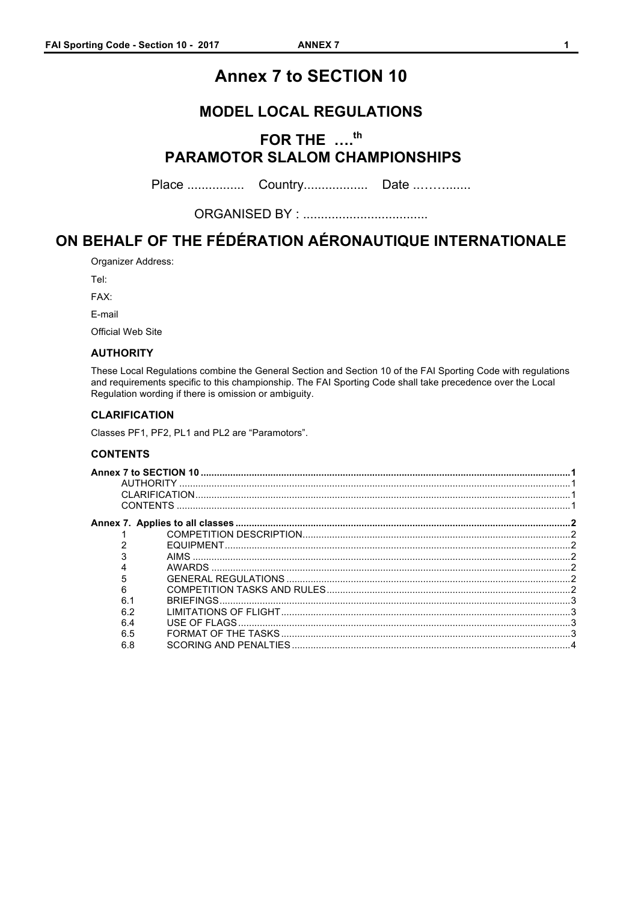# Annex 7 to SECTION 10

## MODEL LOCAL REGULATIONS

## FOR THE ….th PARAMOTOR SLALOM CHAMPIONSHIPS

Place ................ Country.................. Date ..……........

ORGANISED BY : ...................................

## ON BEHALF OF THE FÉDÉRATION AÉRONAUTIQUE INTERNATIONALE

Organizer Address:

Tel:

FAX:

E-mail

Official Web Site

### AUTHORITY

These Local Regulations combine the General Section and Section 10 of the FAI Sporting Code with regulations and requirements specific to this championship. The FAI Sporting Code shall take precedence over the Local Regulation wording if there is omission or ambiguity.

### CLARIFICATION

Classes PF1, PF2, PL1 and PL2 are "Paramotors".

### CONTENTS

**Annex 7 to SECTION 10** ........ 1
- AUTHORITY ........ 1
- CLARIFICATION ........ 1
- CONTENTS ........ 1

**Annex 7. Applies to all classes** ........ 2
- 1 COMPETITION DESCRIPTION ........ 2
- 2 EQUIPMENT ........ 2
- 3 AIMS ........ 2
- 4 AWARDS ........ 2
- 5 GENERAL REGULATIONS ........ 2
- 6 COMPETITION TASKS AND RULES ........ 2
- 6.1 BRIEFINGS ........ 3
- 6.2 LIMITATIONS OF FLIGHT ........ 3
- 6.4 USE OF FLAGS ........ 3
- 6.5 FORMAT OF THE TASKS ........ 3
- 6.8 SCORING AND PENALTIES ........ 4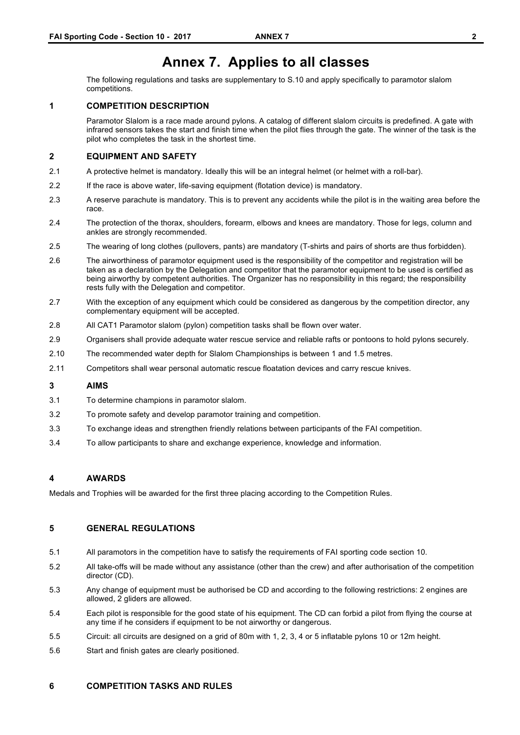# Annex 7. Applies to all classes

The following regulations and tasks are supplementary to S.10 and apply specifically to paramotor slalom competitions.

## 1 COMPETITION DESCRIPTION

Paramotor Slalom is a race made around pylons. A catalog of different slalom circuits is predefined. A gate with infrared sensors takes the start and finish time when the pilot flies through the gate. The winner of the task is the pilot who completes the task in the shortest time.

## 2 EQUIPMENT AND SAFETY

2.1 A protective helmet is mandatory. Ideally this will be an integral helmet (or helmet with a roll-bar).

2.2 If the race is above water, life-saving equipment (flotation device) is mandatory.

2.3 A reserve parachute is mandatory. This is to prevent any accidents while the pilot is in the waiting area before the race.

2.4 The protection of the thorax, shoulders, forearm, elbows and knees are mandatory. Those for legs, column and ankles are strongly recommended.

2.5 The wearing of long clothes (pullovers, pants) are mandatory (T-shirts and pairs of shorts are thus forbidden).

2.6 The airworthiness of paramotor equipment used is the responsibility of the competitor and registration will be taken as a declaration by the Delegation and competitor that the paramotor equipment to be used is certified as being airworthy by competent authorities. The Organizer has no responsibility in this regard; the responsibility rests fully with the Delegation and competitor.

2.7 With the exception of any equipment which could be considered as dangerous by the competition director, any complementary equipment will be accepted.

2.8 All CAT1 Paramotor slalom (pylon) competition tasks shall be flown over water.

2.9 Organisers shall provide adequate water rescue service and reliable rafts or pontoons to hold pylons securely.

2.10 The recommended water depth for Slalom Championships is between 1 and 1.5 metres.

2.11 Competitors shall wear personal automatic rescue floatation devices and carry rescue knives.

## 3 AIMS

3.1 To determine champions in paramotor slalom.

3.2 To promote safety and develop paramotor training and competition.

3.3 To exchange ideas and strengthen friendly relations between participants of the FAI competition.

3.4 To allow participants to share and exchange experience, knowledge and information.

## 4 AWARDS

Medals and Trophies will be awarded for the first three placing according to the Competition Rules.

## 5 GENERAL REGULATIONS

5.1 All paramotors in the competition have to satisfy the requirements of FAI sporting code section 10.

5.2 All take-offs will be made without any assistance (other than the crew) and after authorisation of the competition director (CD).

5.3 Any change of equipment must be authorised be CD and according to the following restrictions: 2 engines are allowed, 2 gliders are allowed.

5.4 Each pilot is responsible for the good state of his equipment. The CD can forbid a pilot from flying the course at any time if he considers if equipment to be not airworthy or dangerous.

5.5 Circuit: all circuits are designed on a grid of 80m with 1, 2, 3, 4 or 5 inflatable pylons 10 or 12m height.

5.6 Start and finish gates are clearly positioned.

## 6 COMPETITION TASKS AND RULES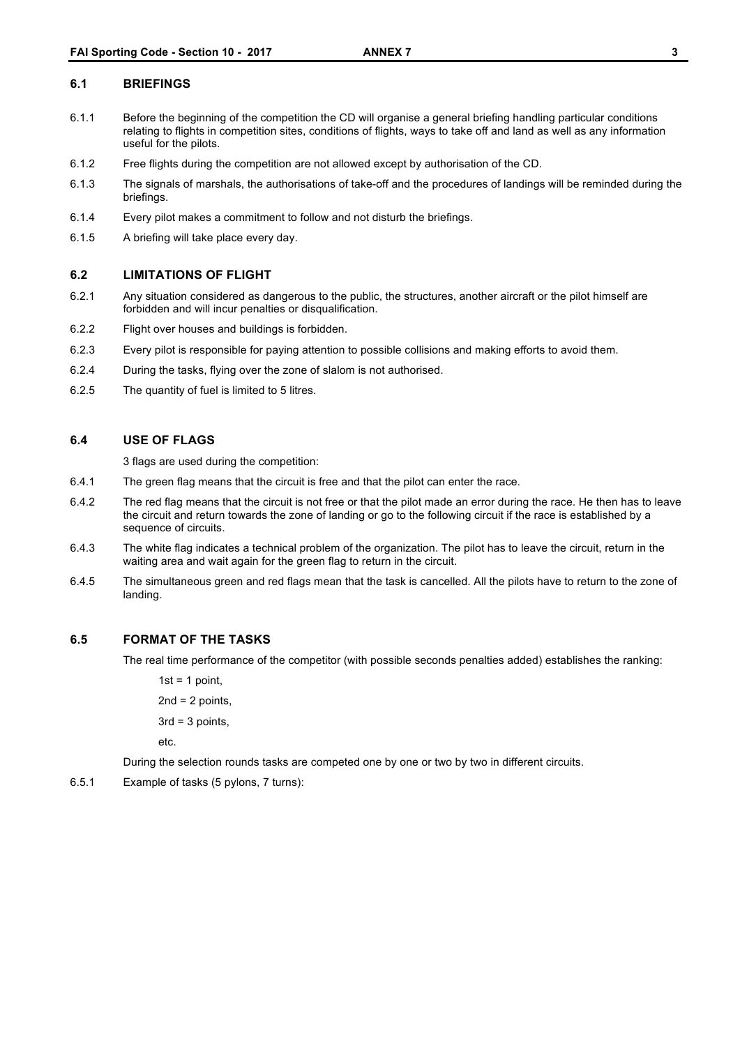### 6.1 BRIEFINGS

6.1.1 Before the beginning of the competition the CD will organise a general briefing handling particular conditions relating to flights in competition sites, conditions of flights, ways to take off and land as well as any information useful for the pilots.

6.1.2 Free flights during the competition are not allowed except by authorisation of the CD.

6.1.3 The signals of marshals, the authorisations of take-off and the procedures of landings will be reminded during the briefings.

6.1.4 Every pilot makes a commitment to follow and not disturb the briefings.

6.1.5 A briefing will take place every day.

### 6.2 LIMITATIONS OF FLIGHT

6.2.1 Any situation considered as dangerous to the public, the structures, another aircraft or the pilot himself are forbidden and will incur penalties or disqualification.

6.2.2 Flight over houses and buildings is forbidden.

6.2.3 Every pilot is responsible for paying attention to possible collisions and making efforts to avoid them.

6.2.4 During the tasks, flying over the zone of slalom is not authorised.

6.2.5 The quantity of fuel is limited to 5 litres.

### 6.4 USE OF FLAGS

3 flags are used during the competition:

6.4.1 The green flag means that the circuit is free and that the pilot can enter the race.

6.4.2 The red flag means that the circuit is not free or that the pilot made an error during the race. He then has to leave the circuit and return towards the zone of landing or go to the following circuit if the race is established by a sequence of circuits.

6.4.3 The white flag indicates a technical problem of the organization. The pilot has to leave the circuit, return in the waiting area and wait again for the green flag to return in the circuit.

6.4.5 The simultaneous green and red flags mean that the task is cancelled. All the pilots have to return to the zone of landing.

### 6.5 FORMAT OF THE TASKS

The real time performance of the competitor (with possible seconds penalties added) establishes the ranking:

1st = 1 point,

2nd = 2 points,

3rd = 3 points,

etc.

During the selection rounds tasks are competed one by one or two by two in different circuits.

6.5.1 Example of tasks (5 pylons, 7 turns):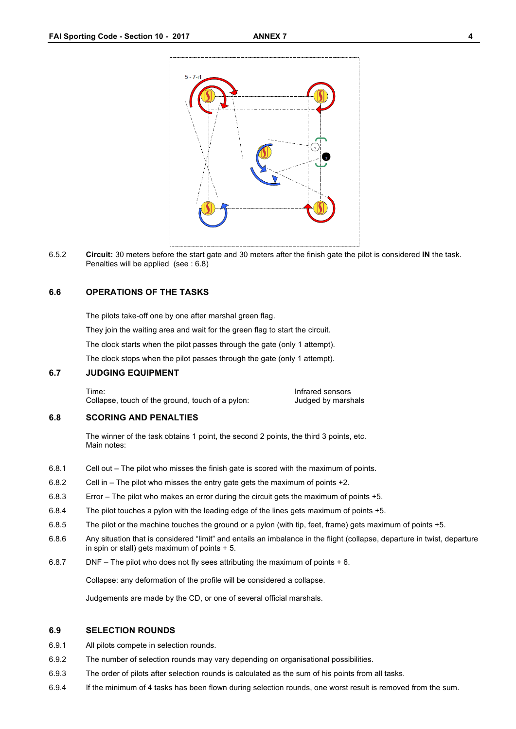6.5.2 **Circuit:** 30 meters before the start gate and 30 meters after the finish gate the pilot is considered **IN** the task. Penalties will be applied (see : 6.8)

## 6.6 OPERATIONS OF THE TASKS

The pilots take-off one by one after marshal green flag.

They join the waiting area and wait for the green flag to start the circuit.

The clock starts when the pilot passes through the gate (only 1 attempt).

The clock stops when the pilot passes through the gate (only 1 attempt).

## 6.7 JUDGING EQUIPMENT

| | |
|---|---|
| Time: | Infrared sensors |
| Collapse, touch of the ground, touch of a pylon: | Judged by marshals |

## 6.8 SCORING AND PENALTIES

The winner of the task obtains 1 point, the second 2 points, the third 3 points, etc.
Main notes:

6.8.1 Cell out – The pilot who misses the finish gate is scored with the maximum of points.

6.8.2 Cell in – The pilot who misses the entry gate gets the maximum of points +2.

6.8.3 Error – The pilot who makes an error during the circuit gets the maximum of points +5.

6.8.4 The pilot touches a pylon with the leading edge of the lines gets maximum of points +5.

6.8.5 The pilot or the machine touches the ground or a pylon (with tip, feet, frame) gets maximum of points +5.

6.8.6 Any situation that is considered "limit" and entails an imbalance in the flight (collapse, departure in twist, departure in spin or stall) gets maximum of points + 5.

6.8.7 DNF – The pilot who does not fly sees attributing the maximum of points + 6.

Collapse: any deformation of the profile will be considered a collapse.

Judgements are made by the CD, or one of several official marshals.

## 6.9 SELECTION ROUNDS

6.9.1 All pilots compete in selection rounds.

6.9.2 The number of selection rounds may vary depending on organisational possibilities.

6.9.3 The order of pilots after selection rounds is calculated as the sum of his points from all tasks.

6.9.4 If the minimum of 4 tasks has been flown during selection rounds, one worst result is removed from the sum.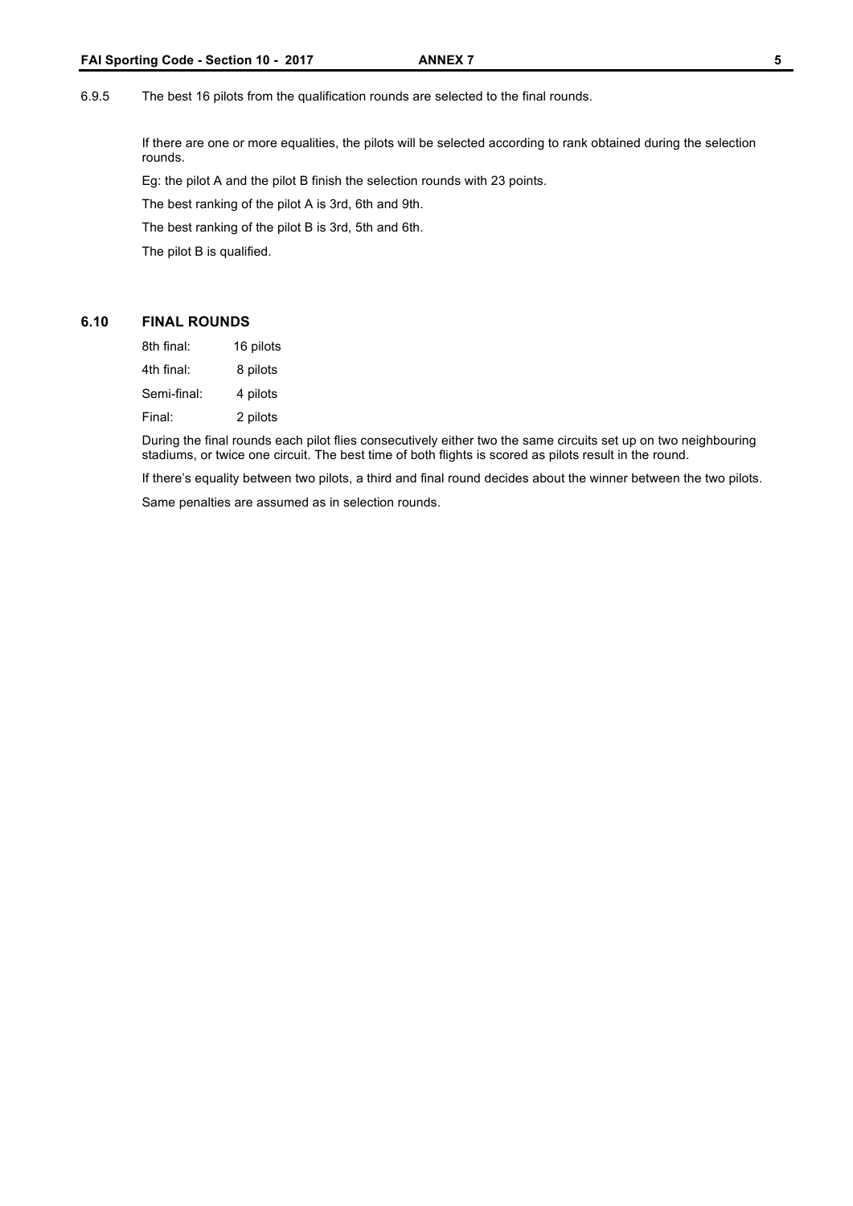6.9.5 The best 16 pilots from the qualification rounds are selected to the final rounds.

If there are one or more equalities, the pilots will be selected according to rank obtained during the selection rounds.

Eg: the pilot A and the pilot B finish the selection rounds with 23 points.

The best ranking of the pilot A is 3rd, 6th and 9th.

The best ranking of the pilot B is 3rd, 5th and 6th.

The pilot B is qualified.

## 6.10 FINAL ROUNDS

| | |
|---|---|
| 8th final: | 16 pilots |
| 4th final: | 8 pilots |
| Semi-final: | 4 pilots |
| Final: | 2 pilots |

During the final rounds each pilot flies consecutively either two the same circuits set up on two neighbouring stadiums, or twice one circuit. The best time of both flights is scored as pilots result in the round.

If there's equality between two pilots, a third and final round decides about the winner between the two pilots.

Same penalties are assumed as in selection rounds.